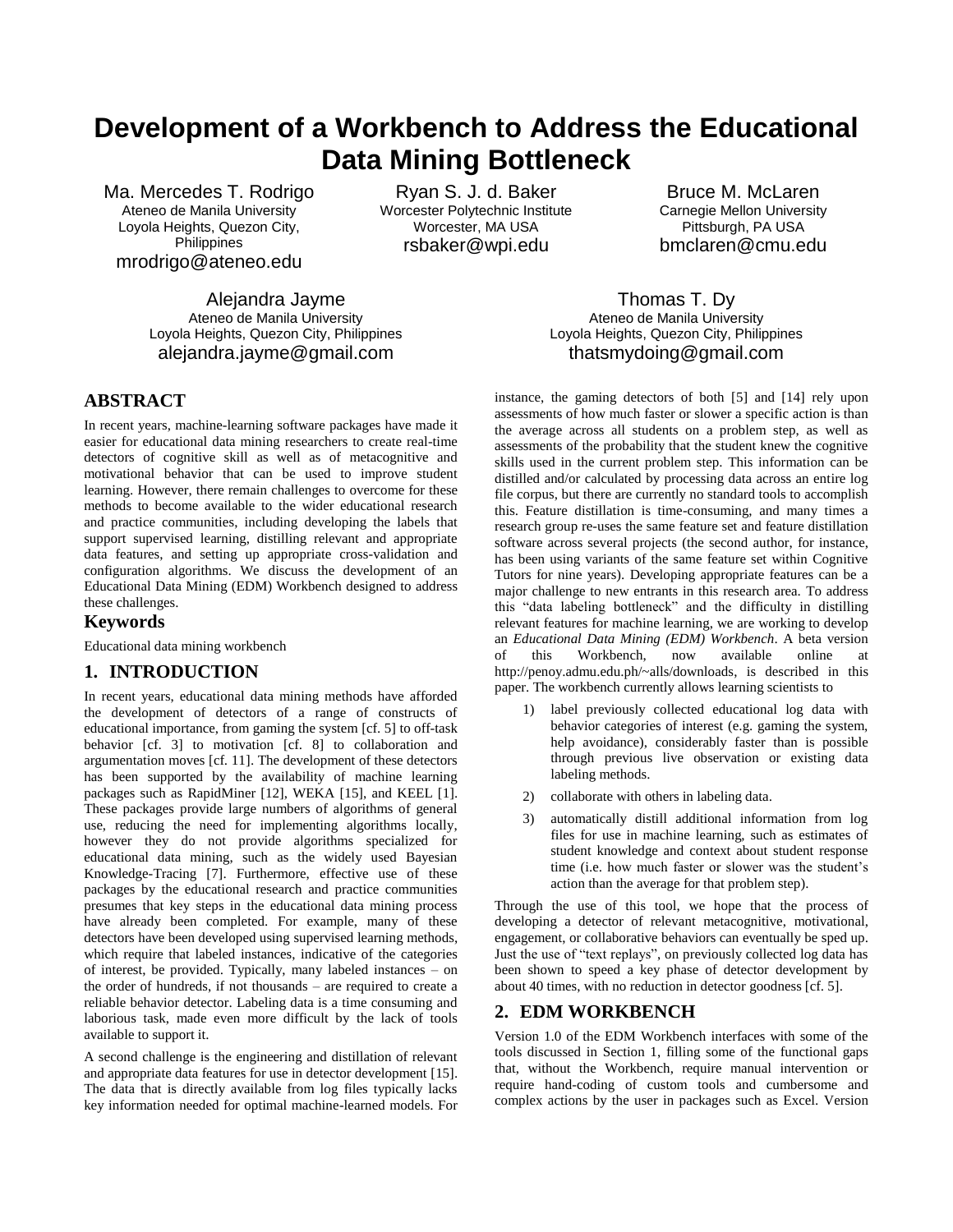# Development of a Workbench to Address the Educational Data Mining Bottleneck

Ma. Mercedes T. Rodrigo
Ateneo de Manila University
Loyola Heights, Quezon City, Philippines
mrodrigo@ateneo.edu

Ryan S. J. d. Baker
Worcester Polytechnic Institute
Worcester, MA USA
rsbaker@wpi.edu

Bruce M. McLaren
Carnegie Mellon University
Pittsburgh, PA USA
bmclaren@cmu.edu

Alejandra Jayme
Ateneo de Manila University
Loyola Heights, Quezon City, Philippines
alejandra.jayme@gmail.com

Thomas T. Dy
Ateneo de Manila University
Loyola Heights, Quezon City, Philippines
thatsmydoing@gmail.com

## ABSTRACT

In recent years, machine-learning software packages have made it easier for educational data mining researchers to create real-time detectors of cognitive skill as well as of metacognitive and motivational behavior that can be used to improve student learning. However, there remain challenges to overcome for these methods to become available to the wider educational research and practice communities, including developing the labels that support supervised learning, distilling relevant and appropriate data features, and setting up appropriate cross-validation and configuration algorithms. We discuss the development of an Educational Data Mining (EDM) Workbench designed to address these challenges.

### Keywords

Educational data mining workbench

## 1. INTRODUCTION

In recent years, educational data mining methods have afforded the development of detectors of a range of constructs of educational importance, from gaming the system [cf. 5] to off-task behavior [cf. 3] to motivation [cf. 8] to collaboration and argumentation moves [cf. 11]. The development of these detectors has been supported by the availability of machine learning packages such as RapidMiner [12], WEKA [15], and KEEL [1]. These packages provide large numbers of algorithms of general use, reducing the need for implementing algorithms locally, however they do not provide algorithms specialized for educational data mining, such as the widely used Bayesian Knowledge-Tracing [7]. Furthermore, effective use of these packages by the educational research and practice communities presumes that key steps in the educational data mining process have already been completed. For example, many of these detectors have been developed using supervised learning methods, which require that labeled instances, indicative of the categories of interest, be provided. Typically, many labeled instances – on the order of hundreds, if not thousands – are required to create a reliable behavior detector. Labeling data is a time consuming and laborious task, made even more difficult by the lack of tools available to support it.

A second challenge is the engineering and distillation of relevant and appropriate data features for use in detector development [15]. The data that is directly available from log files typically lacks key information needed for optimal machine-learned models. For instance, the gaming detectors of both [5] and [14] rely upon assessments of how much faster or slower a specific action is than the average across all students on a problem step, as well as assessments of the probability that the student knew the cognitive skills used in the current problem step. This information can be distilled and/or calculated by processing data across an entire log file corpus, but there are currently no standard tools to accomplish this. Feature distillation is time-consuming, and many times a research group re-uses the same feature set and feature distillation software across several projects (the second author, for instance, has been using variants of the same feature set within Cognitive Tutors for nine years). Developing appropriate features can be a major challenge to new entrants in this research area. To address this "data labeling bottleneck" and the difficulty in distilling relevant features for machine learning, we are working to develop an *Educational Data Mining (EDM) Workbench*. A beta version of this Workbench, now available online at http://penoy.admu.edu.ph/~alls/downloads, is described in this paper. The workbench currently allows learning scientists to

1) label previously collected educational log data with behavior categories of interest (e.g. gaming the system, help avoidance), considerably faster than is possible through previous live observation or existing data labeling methods.
2) collaborate with others in labeling data.
3) automatically distill additional information from log files for use in machine learning, such as estimates of student knowledge and context about student response time (i.e. how much faster or slower was the student's action than the average for that problem step).

Through the use of this tool, we hope that the process of developing a detector of relevant metacognitive, motivational, engagement, or collaborative behaviors can eventually be sped up. Just the use of "text replays", on previously collected log data has been shown to speed a key phase of detector development by about 40 times, with no reduction in detector goodness [cf. 5].

## 2. EDM WORKBENCH

Version 1.0 of the EDM Workbench interfaces with some of the tools discussed in Section 1, filling some of the functional gaps that, without the Workbench, require manual intervention or require hand-coding of custom tools and cumbersome and complex actions by the user in packages such as Excel. Version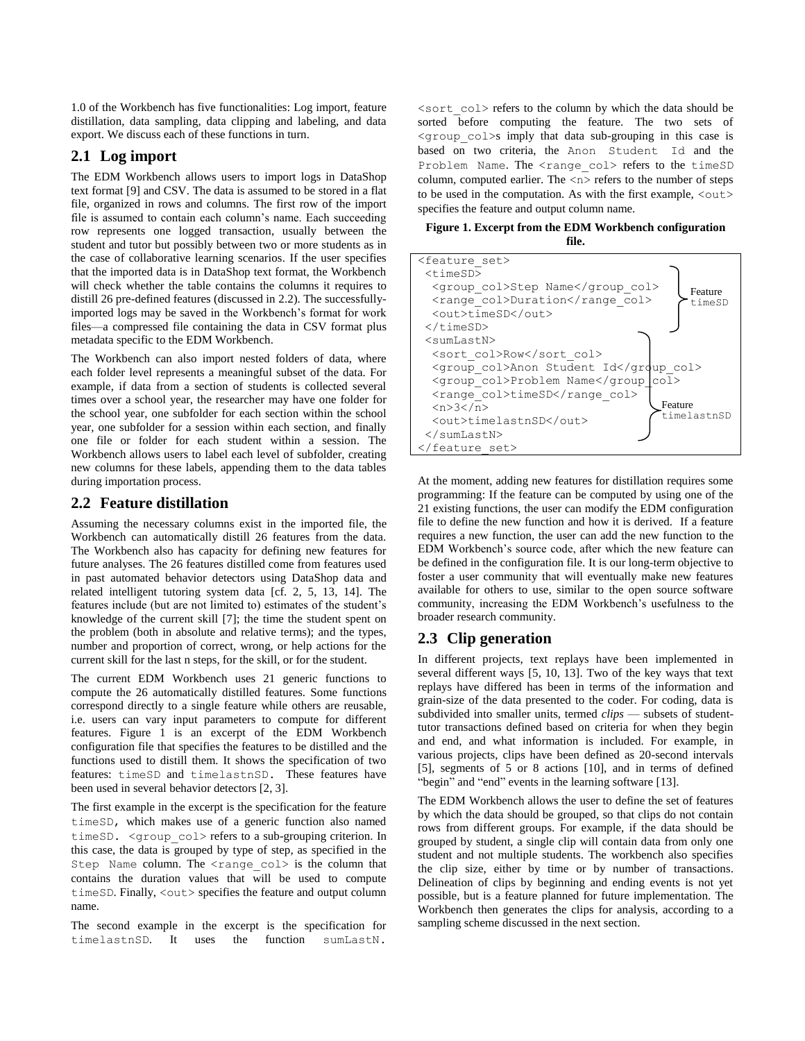1.0 of the Workbench has five functionalities: Log import, feature distillation, data sampling, data clipping and labeling, and data export. We discuss each of these functions in turn.

## 2.1 Log import

The EDM Workbench allows users to import logs in DataShop text format [9] and CSV. The data is assumed to be stored in a flat file, organized in rows and columns. The first row of the import file is assumed to contain each column's name. Each succeeding row represents one logged transaction, usually between the student and tutor but possibly between two or more students as in the case of collaborative learning scenarios. If the user specifies that the imported data is in DataShop text format, the Workbench will check whether the table contains the columns it requires to distill 26 pre-defined features (discussed in 2.2). The successfully-imported logs may be saved in the Workbench's format for work files—a compressed file containing the data in CSV format plus metadata specific to the EDM Workbench.

The Workbench can also import nested folders of data, where each folder level represents a meaningful subset of the data. For example, if data from a section of students is collected several times over a school year, the researcher may have one folder for the school year, one subfolder for each section within the school year, one subfolder for a session within each section, and finally one file or folder for each student within a session. The Workbench allows users to label each level of subfolder, creating new columns for these labels, appending them to the data tables during importation process.

## 2.2 Feature distillation

Assuming the necessary columns exist in the imported file, the Workbench can automatically distill 26 features from the data. The Workbench also has capacity for defining new features for future analyses. The 26 features distilled come from features used in past automated behavior detectors using DataShop data and related intelligent tutoring system data [cf. 2, 5, 13, 14]. The features include (but are not limited to) estimates of the student's knowledge of the current skill [7]; the time the student spent on the problem (both in absolute and relative terms); and the types, number and proportion of correct, wrong, or help actions for the current skill for the last n steps, for the skill, or for the student.

The current EDM Workbench uses 21 generic functions to compute the 26 automatically distilled features. Some functions correspond directly to a single feature while others are reusable, i.e. users can vary input parameters to compute for different features. Figure 1 is an excerpt of the EDM Workbench configuration file that specifies the features to be distilled and the functions used to distill them. It shows the specification of two features: `timeSD` and `timelastnSD`. These features have been used in several behavior detectors [2, 3].

The first example in the excerpt is the specification for the feature `timeSD`, which makes use of a generic function also named `timeSD`. `<group_col>` refers to a sub-grouping criterion. In this case, the data is grouped by type of step, as specified in the `Step Name` column. The `<range_col>` is the column that contains the duration values that will be used to compute `timeSD`. Finally, `<out>` specifies the feature and output column name.

The second example in the excerpt is the specification for `timelastnSD`. It uses the function `sumLastN`. `<sort_col>` refers to the column by which the data should be sorted before computing the feature. The two sets of `<group_col>`s imply that data sub-grouping in this case is based on two criteria, the `Anon Student Id` and the `Problem Name`. The `<range_col>` refers to the `timeSD` column, computed earlier. The `<n>` refers to the number of steps to be used in the computation. As with the first example, `<out>` specifies the feature and output column name.

**Figure 1. Excerpt from the EDM Workbench configuration file.**

```
<feature_set>
 <timeSD>
  <group_col>Step Name</group_col>
  <range_col>Duration</range_col>          } Feature timeSD
  <out>timeSD</out>
 </timeSD>
 <sumLastN>
  <sort_col>Row</sort_col>
  <group_col>Anon Student Id</group_col>
  <group_col>Problem Name</group_col>
  <range_col>timeSD</range_col>            } Feature timelastnSD
  <n>3</n>
  <out>timelastnSD</out>
 </sumLastN>
</feature_set>
```

At the moment, adding new features for distillation requires some programming: If the feature can be computed by using one of the 21 existing functions, the user can modify the EDM configuration file to define the new function and how it is derived. If a feature requires a new function, the user can add the new function to the EDM Workbench's source code, after which the new feature can be defined in the configuration file. It is our long-term objective to foster a user community that will eventually make new features available for others to use, similar to the open source software community, increasing the EDM Workbench's usefulness to the broader research community.

## 2.3 Clip generation

In different projects, text replays have been implemented in several different ways [5, 10, 13]. Two of the key ways that text replays have differed has been in terms of the information and grain-size of the data presented to the coder. For coding, data is subdivided into smaller units, termed *clips* — subsets of student-tutor transactions defined based on criteria for when they begin and end, and what information is included. For example, in various projects, clips have been defined as 20-second intervals [5], segments of 5 or 8 actions [10], and in terms of defined "begin" and "end" events in the learning software [13].

The EDM Workbench allows the user to define the set of features by which the data should be grouped, so that clips do not contain rows from different groups. For example, if the data should be grouped by student, a single clip will contain data from only one student and not multiple students. The workbench also specifies the clip size, either by time or by number of transactions. Delineation of clips by beginning and ending events is not yet possible, but is a feature planned for future implementation. The Workbench then generates the clips for analysis, according to a sampling scheme discussed in the next section.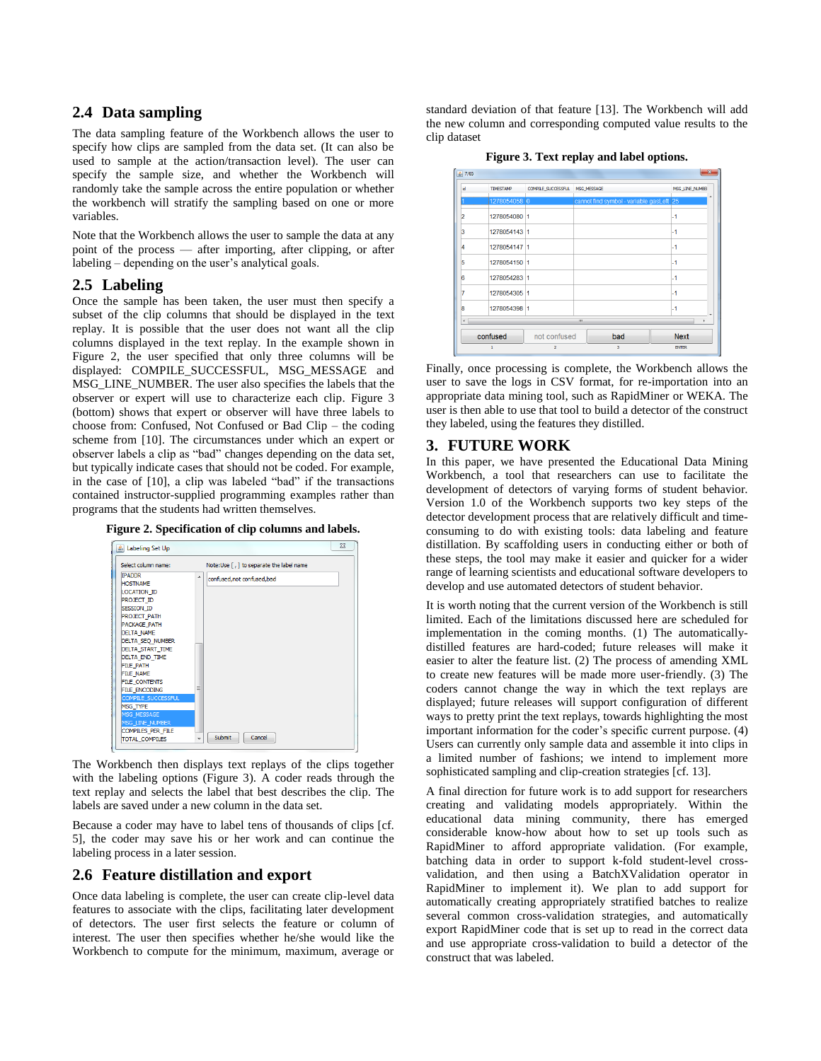## 2.4 Data sampling

The data sampling feature of the Workbench allows the user to specify how clips are sampled from the data set. (It can also be used to sample at the action/transaction level). The user can specify the sample size, and whether the Workbench will randomly take the sample across the entire population or whether the workbench will stratify the sampling based on one or more variables.

Note that the Workbench allows the user to sample the data at any point of the process — after importing, after clipping, or after labeling – depending on the user's analytical goals.

## 2.5 Labeling

Once the sample has been taken, the user must then specify a subset of the clip columns that should be displayed in the text replay. It is possible that the user does not want all the clip columns displayed in the text replay. In the example shown in Figure 2, the user specified that only three columns will be displayed: COMPILE_SUCCESSFUL, MSG_MESSAGE and MSG_LINE_NUMBER. The user also specifies the labels that the observer or expert will use to characterize each clip. Figure 3 (bottom) shows that expert or observer will have three labels to choose from: Confused, Not Confused or Bad Clip – the coding scheme from [10]. The circumstances under which an expert or observer labels a clip as "bad" changes depending on the data set, but typically indicate cases that should not be coded. For example, in the case of [10], a clip was labeled "bad" if the transactions contained instructor-supplied programming examples rather than programs that the students had written themselves.

**Figure 2. Specification of clip columns and labels.**

The Workbench then displays text replays of the clips together with the labeling options (Figure 3). A coder reads through the text replay and selects the label that best describes the clip. The labels are saved under a new column in the data set.

Because a coder may have to label tens of thousands of clips [cf. 5], the coder may save his or her work and can continue the labeling process in a later session.

## 2.6 Feature distillation and export

Once data labeling is complete, the user can create clip-level data features to associate with the clips, facilitating later development of detectors. The user first selects the feature or column of interest. The user then specifies whether he/she would like the Workbench to compute for the minimum, maximum, average or standard deviation of that feature [13]. The Workbench will add the new column and corresponding computed value results to the clip dataset

**Figure 3. Text replay and label options.**

Finally, once processing is complete, the Workbench allows the user to save the logs in CSV format, for re-importation into an appropriate data mining tool, such as RapidMiner or WEKA. The user is then able to use that tool to build a detector of the construct they labeled, using the features they distilled.

# 3. FUTURE WORK

In this paper, we have presented the Educational Data Mining Workbench, a tool that researchers can use to facilitate the development of detectors of varying forms of student behavior. Version 1.0 of the Workbench supports two key steps of the detector development process that are relatively difficult and time-consuming to do with existing tools: data labeling and feature distillation. By scaffolding users in conducting either or both of these steps, the tool may make it easier and quicker for a wider range of learning scientists and educational software developers to develop and use automated detectors of student behavior.

It is worth noting that the current version of the Workbench is still limited. Each of the limitations discussed here are scheduled for implementation in the coming months. (1) The automatically-distilled features are hard-coded; future releases will make it easier to alter the feature list. (2) The process of amending XML to create new features will be made more user-friendly. (3) The coders cannot change the way in which the text replays are displayed; future releases will support configuration of different ways to pretty print the text replays, towards highlighting the most important information for the coder's specific current purpose. (4) Users can currently only sample data and assemble it into clips in a limited number of fashions; we intend to implement more sophisticated sampling and clip-creation strategies [cf. 13].

A final direction for future work is to add support for researchers creating and validating models appropriately. Within the educational data mining community, there has emerged considerable know-how about how to set up tools such as RapidMiner to afford appropriate validation. (For example, batching data in order to support k-fold student-level cross-validation, and then using a BatchXValidation operator in RapidMiner to implement it). We plan to add support for automatically creating appropriately stratified batches to realize several common cross-validation strategies, and automatically export RapidMiner code that is set up to read in the correct data and use appropriate cross-validation to build a detector of the construct that was labeled.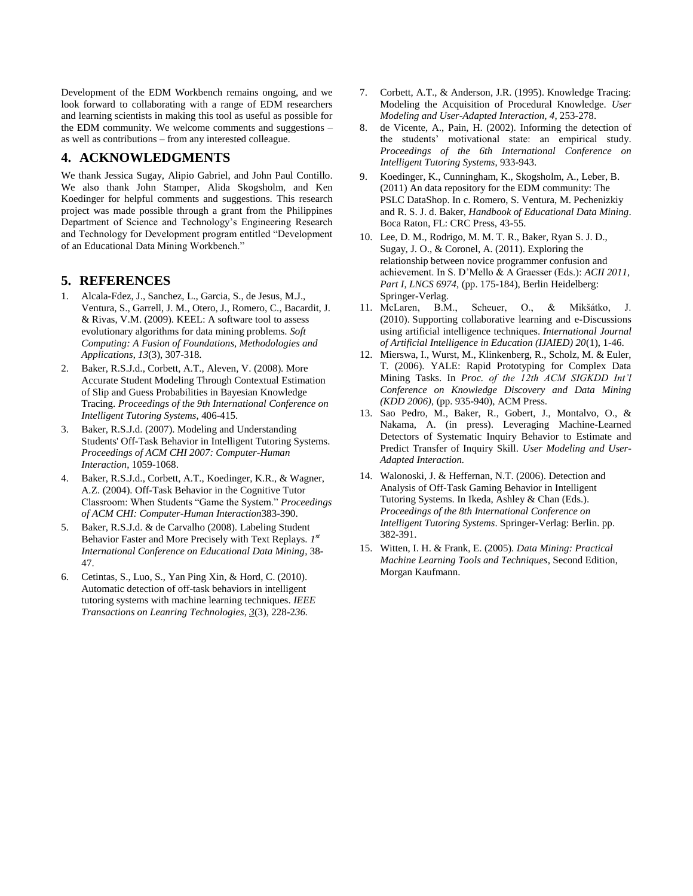Development of the EDM Workbench remains ongoing, and we look forward to collaborating with a range of EDM researchers and learning scientists in making this tool as useful as possible for the EDM community. We welcome comments and suggestions – as well as contributions – from any interested colleague.

## 4. ACKNOWLEDGMENTS

We thank Jessica Sugay, Alipio Gabriel, and John Paul Contillo. We also thank John Stamper, Alida Skogsholm, and Ken Koedinger for helpful comments and suggestions. This research project was made possible through a grant from the Philippines Department of Science and Technology's Engineering Research and Technology for Development program entitled "Development of an Educational Data Mining Workbench."

## 5. REFERENCES

1. Alcala-Fdez, J., Sanchez, L., Garcia, S., de Jesus, M.J., Ventura, S., Garrell, J. M., Otero, J., Romero, C., Bacardit, J. & Rivas, V.M. (2009). KEEL: A software tool to assess evolutionary algorithms for data mining problems. *Soft Computing: A Fusion of Foundations, Methodologies and Applications*, *13*(3), 307-318.
2. Baker, R.S.J.d., Corbett, A.T., Aleven, V. (2008). More Accurate Student Modeling Through Contextual Estimation of Slip and Guess Probabilities in Bayesian Knowledge Tracing. *Proceedings of the 9th International Conference on Intelligent Tutoring Systems*, 406-415.
3. Baker, R.S.J.d. (2007). Modeling and Understanding Students' Off-Task Behavior in Intelligent Tutoring Systems. *Proceedings of ACM CHI 2007: Computer-Human Interaction*, 1059-1068.
4. Baker, R.S.J.d., Corbett, A.T., Koedinger, K.R., & Wagner, A.Z. (2004). Off-Task Behavior in the Cognitive Tutor Classroom: When Students "Game the System." *Proceedings of ACM CHI: Computer-Human Interaction*383-390.
5. Baker, R.S.J.d. & de Carvalho (2008). Labeling Student Behavior Faster and More Precisely with Text Replays. *1st International Conference on Educational Data Mining*, 38-47.
6. Cetintas, S., Luo, S., Yan Ping Xin, & Hord, C. (2010). Automatic detection of off-task behaviors in intelligent tutoring systems with machine learning techniques. *IEEE Transactions on Leanring Technologies*, 3(3), 228-236.
7. Corbett, A.T., & Anderson, J.R. (1995). Knowledge Tracing: Modeling the Acquisition of Procedural Knowledge. *User Modeling and User-Adapted Interaction, 4*, 253-278.
8. de Vicente, A., Pain, H. (2002). Informing the detection of the students' motivational state: an empirical study. *Proceedings of the 6th International Conference on Intelligent Tutoring Systems*, 933-943.
9. Koedinger, K., Cunningham, K., Skogsholm, A., Leber, B. (2011) An data repository for the EDM community: The PSLC DataShop. In c. Romero, S. Ventura, M. Pechenizkiy and R. S. J. d. Baker, *Handbook of Educational Data Mining*. Boca Raton, FL: CRC Press, 43-55.
10. Lee, D. M., Rodrigo, M. M. T. R., Baker, Ryan S. J. D., Sugay, J. O., & Coronel, A. (2011). Exploring the relationship between novice programmer confusion and achievement. In S. D'Mello & A Graesser (Eds.): *ACII 2011, Part I, LNCS 6974*, (pp. 175-184), Berlin Heidelberg: Springer-Verlag.
11. McLaren, B.M., Scheuer, O., & Mikšátko, J. (2010). Supporting collaborative learning and e-Discussions using artificial intelligence techniques. *International Journal of Artificial Intelligence in Education (IJAIED) 20*(1), 1-46.
12. Mierswa, I., Wurst, M., Klinkenberg, R., Scholz, M. & Euler, T. (2006). YALE: Rapid Prototyping for Complex Data Mining Tasks. In *Proc. of the 12th ACM SIGKDD Int'l Conference on Knowledge Discovery and Data Mining (KDD 2006)*, (pp. 935-940), ACM Press.
13. Sao Pedro, M., Baker, R., Gobert, J., Montalvo, O., & Nakama, A. (in press). Leveraging Machine-Learned Detectors of Systematic Inquiry Behavior to Estimate and Predict Transfer of Inquiry Skill. *User Modeling and User-Adapted Interaction.*
14. Walonoski, J. & Heffernan, N.T. (2006). Detection and Analysis of Off-Task Gaming Behavior in Intelligent Tutoring Systems. In Ikeda, Ashley & Chan (Eds.). *Proceedings of the 8th International Conference on Intelligent Tutoring Systems*. Springer-Verlag: Berlin. pp. 382-391.
15. Witten, I. H. & Frank, E. (2005). *Data Mining: Practical Machine Learning Tools and Techniques*, Second Edition, Morgan Kaufmann.